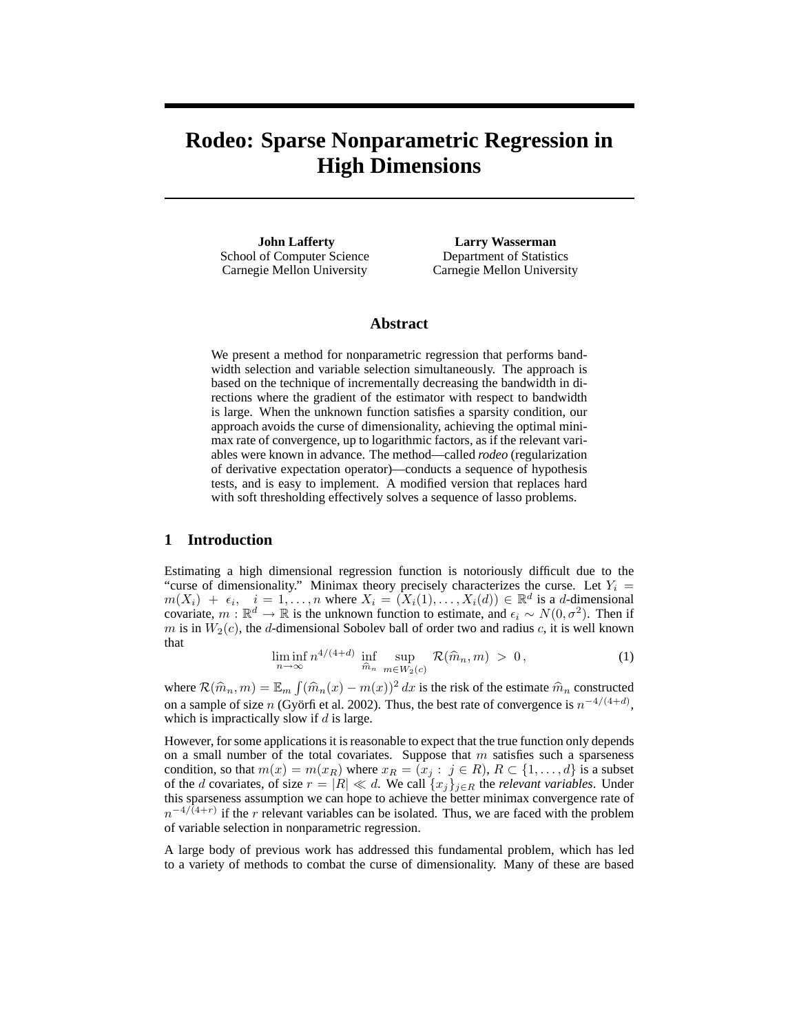# Rodeo: Sparse Nonparametric Regression in High Dimensions

**John Lafferty**
School of Computer Science
Carnegie Mellon University

**Larry Wasserman**
Department of Statistics
Carnegie Mellon University

## Abstract

We present a method for nonparametric regression that performs bandwidth selection and variable selection simultaneously. The approach is based on the technique of incrementally decreasing the bandwidth in directions where the gradient of the estimator with respect to bandwidth is large. When the unknown function satisfies a sparsity condition, our approach avoids the curse of dimensionality, achieving the optimal minimax rate of convergence, up to logarithmic factors, as if the relevant variables were known in advance. The method—called *rodeo* (regularization of derivative expectation operator)—conducts a sequence of hypothesis tests, and is easy to implement. A modified version that replaces hard with soft thresholding effectively solves a sequence of lasso problems.

## 1 Introduction

Estimating a high dimensional regression function is notoriously difficult due to the "curse of dimensionality." Minimax theory precisely characterizes the curse. Let $Y_i = m(X_i) + \epsilon_i, \quad i = 1, \dots, n$ where $X_i = (X_i(1), \dots, X_i(d)) \in \mathbb{R}^d$ is a $d$-dimensional covariate, $m : \mathbb{R}^d \to \mathbb{R}$ is the unknown function to estimate, and $\epsilon_i \sim N(0, \sigma^2)$. Then if $m$ is in $W_2(c)$, the $d$-dimensional Sobolev ball of order two and radius $c$, it is well known that

$$\liminf_{n \to \infty} n^{4/(4+d)} \inf_{\widehat{m}_n} \sup_{m \in W_2(c)} \mathcal{R}(\widehat{m}_n, m) > 0, \tag{1}$$

where $\mathcal{R}(\widehat{m}_n, m) = \mathbb{E}_m \int (\widehat{m}_n(x) - m(x))^2 \, dx$ is the risk of the estimate $\widehat{m}_n$ constructed on a sample of size $n$ (Györfi et al. 2002). Thus, the best rate of convergence is $n^{-4/(4+d)}$, which is impractically slow if $d$ is large.

However, for some applications it is reasonable to expect that the true function only depends on a small number of the total covariates. Suppose that $m$ satisfies such a sparseness condition, so that $m(x) = m(x_R)$ where $x_R = (x_j : j \in R)$, $R \subset \{1, \dots, d\}$ is a subset of the $d$ covariates, of size $r = |R| \ll d$. We call $\{x_j\}_{j \in R}$ the *relevant variables*. Under this sparseness assumption we can hope to achieve the better minimax convergence rate of $n^{-4/(4+r)}$ if the $r$ relevant variables can be isolated. Thus, we are faced with the problem of variable selection in nonparametric regression.

A large body of previous work has addressed this fundamental problem, which has led to a variety of methods to combat the curse of dimensionality. Many of these are based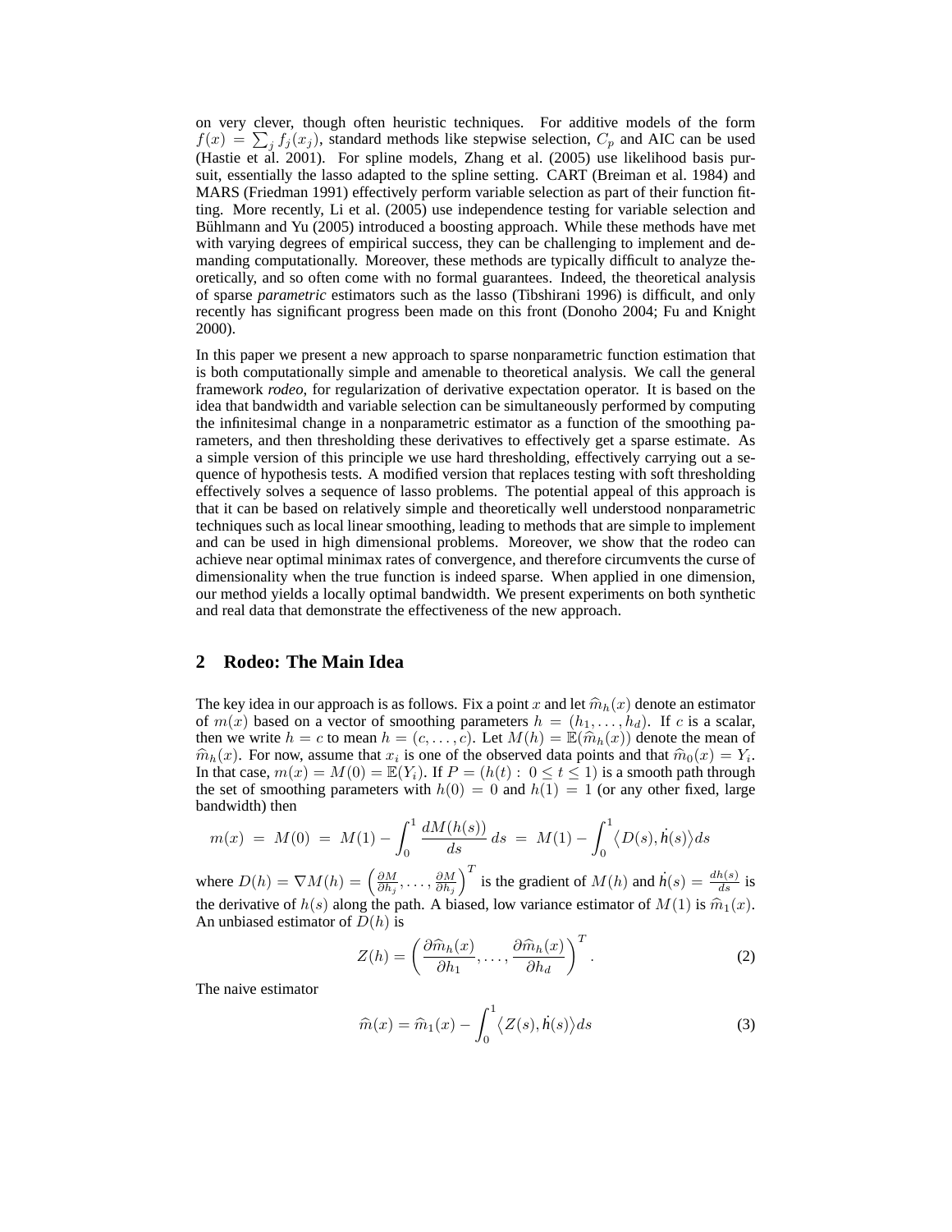on very clever, though often heuristic techniques. For additive models of the form $f(x) = \sum_j f_j(x_j)$, standard methods like stepwise selection, $C_p$ and AIC can be used (Hastie et al. 2001). For spline models, Zhang et al. (2005) use likelihood basis pursuit, essentially the lasso adapted to the spline setting. CART (Breiman et al. 1984) and MARS (Friedman 1991) effectively perform variable selection as part of their function fitting. More recently, Li et al. (2005) use independence testing for variable selection and Bühlmann and Yu (2005) introduced a boosting approach. While these methods have met with varying degrees of empirical success, they can be challenging to implement and demanding computationally. Moreover, these methods are typically difficult to analyze theoretically, and so often come with no formal guarantees. Indeed, the theoretical analysis of sparse *parametric* estimators such as the lasso (Tibshirani 1996) is difficult, and only recently has significant progress been made on this front (Donoho 2004; Fu and Knight 2000).

In this paper we present a new approach to sparse nonparametric function estimation that is both computationally simple and amenable to theoretical analysis. We call the general framework *rodeo*, for regularization of derivative expectation operator. It is based on the idea that bandwidth and variable selection can be simultaneously performed by computing the infinitesimal change in a nonparametric estimator as a function of the smoothing parameters, and then thresholding these derivatives to effectively get a sparse estimate. As a simple version of this principle we use hard thresholding, effectively carrying out a sequence of hypothesis tests. A modified version that replaces testing with soft thresholding effectively solves a sequence of lasso problems. The potential appeal of this approach is that it can be based on relatively simple and theoretically well understood nonparametric techniques such as local linear smoothing, leading to methods that are simple to implement and can be used in high dimensional problems. Moreover, we show that the rodeo can achieve near optimal minimax rates of convergence, and therefore circumvents the curse of dimensionality when the true function is indeed sparse. When applied in one dimension, our method yields a locally optimal bandwidth. We present experiments on both synthetic and real data that demonstrate the effectiveness of the new approach.

## 2 Rodeo: The Main Idea

The key idea in our approach is as follows. Fix a point $x$ and let $\widehat{m}_h(x)$ denote an estimator of $m(x)$ based on a vector of smoothing parameters $h = (h_1, \ldots, h_d)$. If $c$ is a scalar, then we write $h = c$ to mean $h = (c, \ldots, c)$. Let $M(h) = \mathbb{E}(\widehat{m}_h(x))$ denote the mean of $\widehat{m}_h(x)$. For now, assume that $x_i$ is one of the observed data points and that $\widehat{m}_0(x) = Y_i$. In that case, $m(x) = M(0) = \mathbb{E}(Y_i)$. If $P = (h(t) : \ 0 \leq t \leq 1)$ is a smooth path through the set of smoothing parameters with $h(0) = 0$ and $h(1) = 1$ (or any other fixed, large bandwidth) then

$$m(x) \ = \ M(0) \ = \ M(1) - \int_0^1 \frac{dM(h(s))}{ds}\, ds \ = \ M(1) - \int_0^1 \big\langle D(s), \dot{h}(s) \big\rangle ds$$

where $D(h) = \nabla M(h) = \left( \frac{\partial M}{\partial h_j}, \ldots, \frac{\partial M}{\partial h_j} \right)^T$ is the gradient of $M(h)$ and $\dot{h}(s) = \frac{dh(s)}{ds}$ is the derivative of $h(s)$ along the path. A biased, low variance estimator of $M(1)$ is $\widehat{m}_1(x)$. An unbiased estimator of $D(h)$ is

$$Z(h) = \left( \frac{\partial \widehat{m}_h(x)}{\partial h_1}, \ldots, \frac{\partial \widehat{m}_h(x)}{\partial h_d} \right)^T. \tag{2}$$

The naive estimator

$$\widehat{m}(x) = \widehat{m}_1(x) - \int_0^1 \big\langle Z(s), \dot{h}(s) \big\rangle ds \tag{3}$$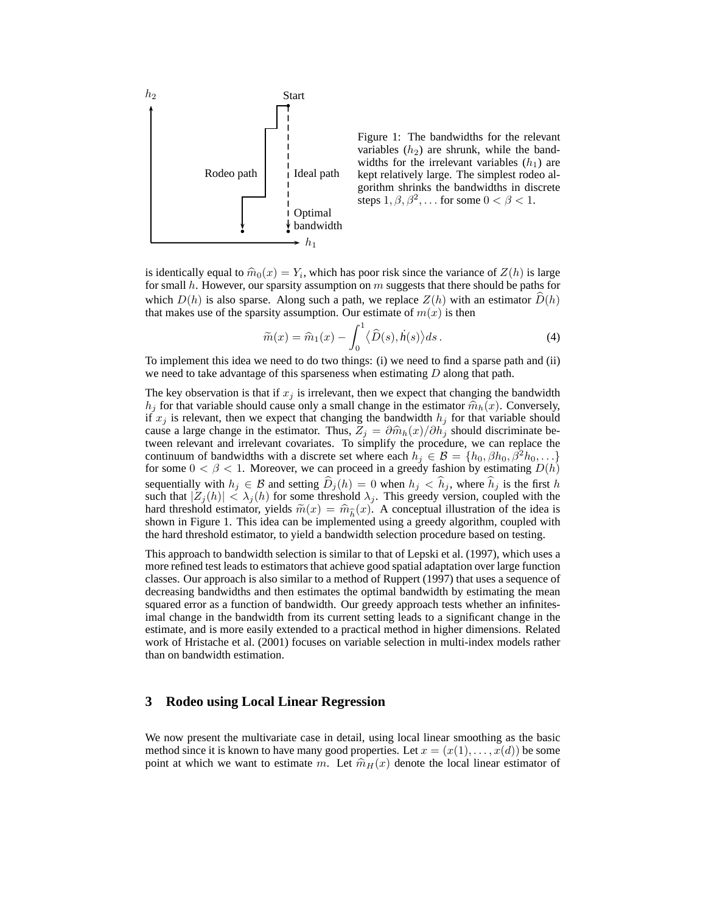Figure 1: The bandwidths for the relevant variables ($h_2$) are shrunk, while the bandwidths for the irrelevant variables ($h_1$) are kept relatively large. The simplest rodeo algorithm shrinks the bandwidths in discrete steps $1, \beta, \beta^2, \ldots$ for some $0 < \beta < 1$.

is identically equal to $\widehat{m}_0(x) = Y_i$, which has poor risk since the variance of $Z(h)$ is large for small $h$. However, our sparsity assumption on $m$ suggests that there should be paths for which $D(h)$ is also sparse. Along such a path, we replace $Z(h)$ with an estimator $\widehat{D}(h)$ that makes use of the sparsity assumption. Our estimate of $m(x)$ is then

$$\widetilde{m}(x) = \widehat{m}_1(x) - \int_0^1 \langle \widehat{D}(s), \dot{h}(s) \rangle ds \,. \tag{4}$$

To implement this idea we need to do two things: (i) we need to find a sparse path and (ii) we need to take advantage of this sparseness when estimating $D$ along that path.

The key observation is that if $x_j$ is irrelevant, then we expect that changing the bandwidth $h_j$ for that variable should cause only a small change in the estimator $\widehat{m}_h(x)$. Conversely, if $x_j$ is relevant, then we expect that changing the bandwidth $h_j$ for that variable should cause a large change in the estimator. Thus, $Z_j = \partial \widehat{m}_h(x)/\partial h_j$ should discriminate between relevant and irrelevant covariates. To simplify the procedure, we can replace the continuum of bandwidths with a discrete set where each $h_j \in \mathcal{B} = \{h_0, \beta h_0, \beta^2 h_0, \ldots\}$ for some $0 < \beta < 1$. Moreover, we can proceed in a greedy fashion by estimating $D(h)$ sequentially with $h_j \in \mathcal{B}$ and setting $\widehat{D}_j(h) = 0$ when $h_j < \widehat{h}_j$, where $\widehat{h}_j$ is the first $h$ such that $|Z_j(h)| < \lambda_j(h)$ for some threshold $\lambda_j$. This greedy version, coupled with the hard threshold estimator, yields $\widetilde{m}(x) = \widehat{m}_{\widehat{h}}(x)$. A conceptual illustration of the idea is shown in Figure 1. This idea can be implemented using a greedy algorithm, coupled with the hard threshold estimator, to yield a bandwidth selection procedure based on testing.

This approach to bandwidth selection is similar to that of Lepski et al. (1997), which uses a more refined test leads to estimators that achieve good spatial adaptation over large function classes. Our approach is also similar to a method of Ruppert (1997) that uses a sequence of decreasing bandwidths and then estimates the optimal bandwidth by estimating the mean squared error as a function of bandwidth. Our greedy approach tests whether an infinitesimal change in the bandwidth from its current setting leads to a significant change in the estimate, and is more easily extended to a practical method in higher dimensions. Related work of Hristache et al. (2001) focuses on variable selection in multi-index models rather than on bandwidth estimation.

## 3 Rodeo using Local Linear Regression

We now present the multivariate case in detail, using local linear smoothing as the basic method since it is known to have many good properties. Let $x = (x(1), \ldots, x(d))$ be some point at which we want to estimate $m$. Let $\widehat{m}_H(x)$ denote the local linear estimator of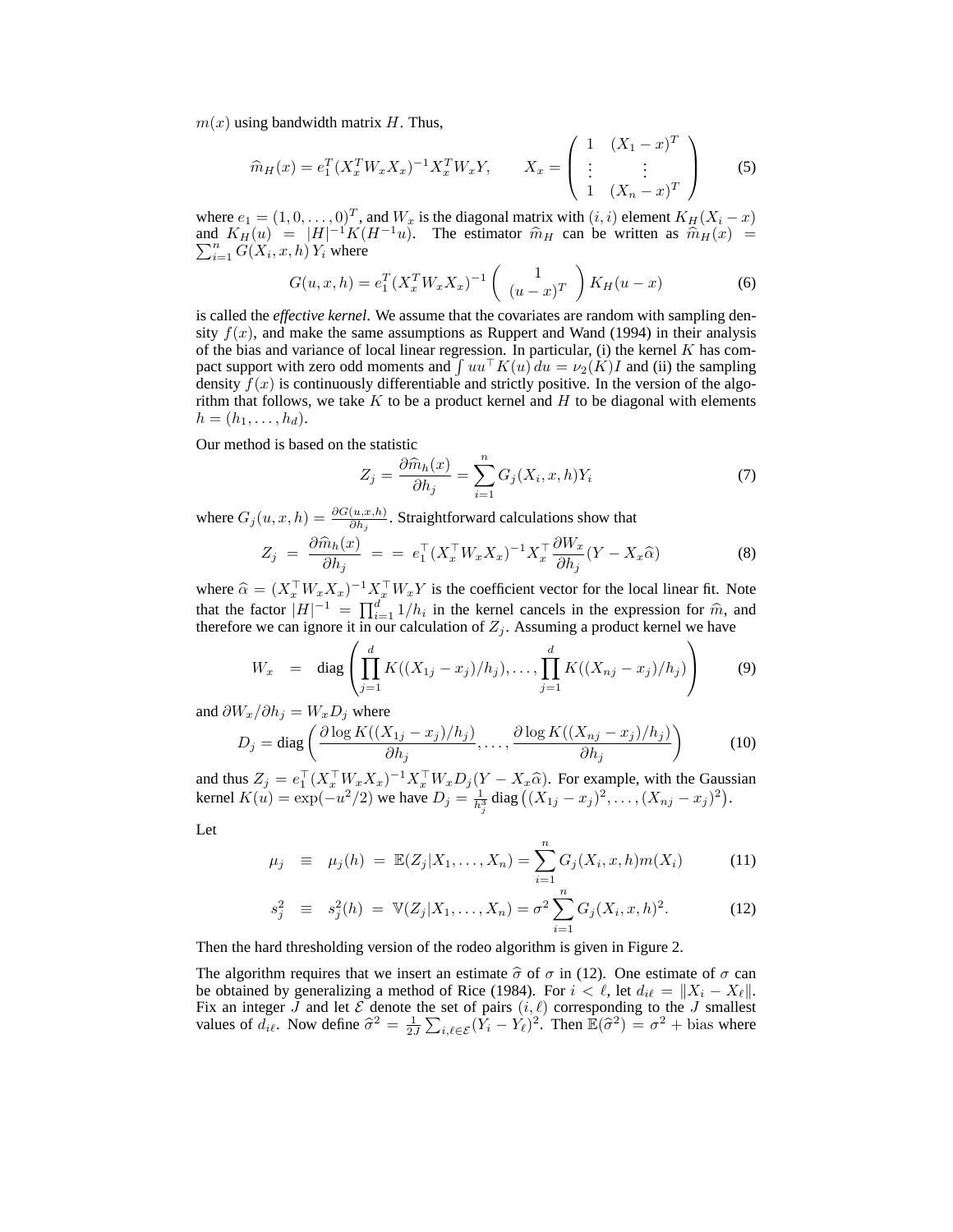$m(x)$ using bandwidth matrix $H$. Thus,

$$\widehat{m}_H(x) = e_1^T (X_x^T W_x X_x)^{-1} X_x^T W_x Y, \qquad X_x = \begin{pmatrix} 1 & (X_1 - x)^T \\ \vdots & \vdots \\ 1 & (X_n - x)^T \end{pmatrix} \tag{5}$$

where $e_1 = (1, 0, \ldots, 0)^T$, and $W_x$ is the diagonal matrix with $(i,i)$ element $K_H(X_i - x)$ and $K_H(u) = |H|^{-1} K(H^{-1}u)$. The estimator $\widehat{m}_H$ can be written as $\widehat{m}_H(x) = \sum_{i=1}^n G(X_i, x, h)\, Y_i$ where

$$G(u, x, h) = e_1^T (X_x^T W_x X_x)^{-1} \begin{pmatrix} 1 \\ (u-x)^T \end{pmatrix} K_H(u - x) \tag{6}$$

is called the *effective kernel*. We assume that the covariates are random with sampling density $f(x)$, and make the same assumptions as Ruppert and Wand (1994) in their analysis of the bias and variance of local linear regression. In particular, (i) the kernel $K$ has compact support with zero odd moments and $\int uu^\top K(u)\, du = \nu_2(K) I$ and (ii) the sampling density $f(x)$ is continuously differentiable and strictly positive. In the version of the algorithm that follows, we take $K$ to be a product kernel and $H$ to be diagonal with elements $h = (h_1, \ldots, h_d)$.

Our method is based on the statistic

$$Z_j = \frac{\partial \widehat{m}_h(x)}{\partial h_j} = \sum_{i=1}^n G_j(X_i, x, h) Y_i \tag{7}$$

where $G_j(u, x, h) = \frac{\partial G(u,x,h)}{\partial h_j}$. Straightforward calculations show that

$$Z_j \;=\; \frac{\partial \widehat{m}_h(x)}{\partial h_j} \;=\; =\; e_1^\top (X_x^\top W_x X_x)^{-1} X_x^\top \frac{\partial W_x}{\partial h_j} (Y - X_x \widehat{\alpha}) \tag{8}$$

where $\widehat{\alpha} = (X_x^\top W_x X_x)^{-1} X_x^\top W_x Y$ is the coefficient vector for the local linear fit. Note that the factor $|H|^{-1} = \prod_{i=1}^d 1/h_i$ in the kernel cancels in the expression for $\widehat{m}$, and therefore we can ignore it in our calculation of $Z_j$. Assuming a product kernel we have

$$W_x \;=\; \operatorname{diag}\left( \prod_{j=1}^d K((X_{1j} - x_j)/h_j), \ldots, \prod_{j=1}^d K((X_{nj} - x_j)/h_j) \right) \tag{9}$$

and $\partial W_x / \partial h_j = W_x D_j$ where

$$D_j = \operatorname{diag}\left( \frac{\partial \log K((X_{1j} - x_j)/h_j)}{\partial h_j}, \ldots, \frac{\partial \log K((X_{nj} - x_j)/h_j)}{\partial h_j} \right) \tag{10}$$

and thus $Z_j = e_1^\top (X_x^\top W_x X_x)^{-1} X_x^\top W_x D_j (Y - X_x \widehat{\alpha})$. For example, with the Gaussian kernel $K(u) = \exp(-u^2/2)$ we have $D_j = \frac{1}{h_j^3} \operatorname{diag}\left((X_{1j} - x_j)^2, \ldots, (X_{nj} - x_j)^2\right)$.

Let

$$\mu_j \;\equiv\; \mu_j(h) \;=\; \mathbb{E}(Z_j | X_1, \ldots, X_n) = \sum_{i=1}^n G_j(X_i, x, h) m(X_i) \tag{11}$$

$$s_j^2 \;\equiv\; s_j^2(h) \;=\; \mathbb{V}(Z_j | X_1, \ldots, X_n) = \sigma^2 \sum_{i=1}^n G_j(X_i, x, h)^2. \tag{12}$$

Then the hard thresholding version of the rodeo algorithm is given in Figure 2.

The algorithm requires that we insert an estimate $\widehat{\sigma}$ of $\sigma$ in (12). One estimate of $\sigma$ can be obtained by generalizing a method of Rice (1984). For $i < \ell$, let $d_{i\ell} = \|X_i - X_\ell\|$. Fix an integer $J$ and let $\mathcal{E}$ denote the set of pairs $(i, \ell)$ corresponding to the $J$ smallest values of $d_{i\ell}$. Now define $\widehat{\sigma}^2 = \frac{1}{2J} \sum_{i,\ell \in \mathcal{E}} (Y_i - Y_\ell)^2$. Then $\mathbb{E}(\widehat{\sigma}^2) = \sigma^2 + \text{bias}$ where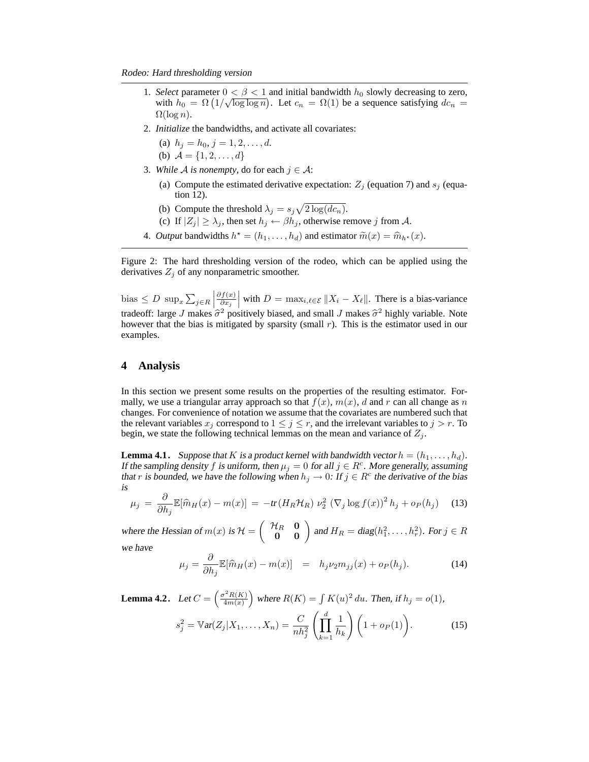*Rodeo: Hard thresholding version*

1. *Select* parameter $0 < \beta < 1$ and initial bandwidth $h_0$ slowly decreasing to zero, with $h_0 = \Omega\left(1/\sqrt{\log\log n}\right)$. Let $c_n = \Omega(1)$ be a sequence satisfying $dc_n = \Omega(\log n)$.
2. *Initialize* the bandwidths, and activate all covariates:
   (a) $h_j = h_0, j = 1, 2, \ldots, d$.
   (b) $\mathcal{A} = \{1, 2, \ldots, d\}$
3. *While $\mathcal{A}$ is nonempty*, do for each $j \in \mathcal{A}$:
   (a) Compute the estimated derivative expectation: $Z_j$ (equation 7) and $s_j$ (equation 12).
   (b) Compute the threshold $\lambda_j = s_j\sqrt{2\log(dc_n)}$.
   (c) If $|Z_j| \geq \lambda_j$, then set $h_j \leftarrow \beta h_j$, otherwise remove $j$ from $\mathcal{A}$.
4. *Output* bandwidths $h^\star = (h_1, \ldots, h_d)$ and estimator $\widetilde{m}(x) = \widehat{m}_{h^\star}(x)$.

Figure 2: The hard thresholding version of the rodeo, which can be applied using the derivatives $Z_j$ of any nonparametric smoother.

$\text{bias} \leq D\ \sup_x \sum_{j\in R}\left|\frac{\partial f(x)}{\partial x_j}\right|$ with $D = \max_{i,\ell\in\mathcal{E}}\|X_i - X_\ell\|$. There is a bias-variance tradeoff: large $J$ makes $\widehat{\sigma}^2$ positively biased, and small $J$ makes $\widehat{\sigma}^2$ highly variable. Note however that the bias is mitigated by sparsity (small $r$). This is the estimator used in our examples.

## 4 Analysis

In this section we present some results on the properties of the resulting estimator. Formally, we use a triangular array approach so that $f(x)$, $m(x)$, $d$ and $r$ can all change as $n$ changes. For convenience of notation we assume that the covariates are numbered such that the relevant variables $x_j$ correspond to $1 \leq j \leq r$, and the irrelevant variables to $j > r$. To begin, we state the following technical lemmas on the mean and variance of $Z_j$.

**Lemma 4.1.** *Suppose that $K$ is a product kernel with bandwidth vector $h = (h_1, \ldots, h_d)$. If the sampling density $f$ is uniform, then $\mu_j = 0$ for all $j \in R^c$. More generally, assuming that $r$ is bounded, we have the following when $h_j \to 0$: If $j \in R^c$ the derivative of the bias is*

$$\mu_j = \frac{\partial}{\partial h_j}\mathbb{E}[\widehat{m}_H(x) - m(x)] = -tr(H_R\mathcal{H}_R)\ \nu_2^2\ (\nabla_j \log f(x))^2\, h_j + o_P(h_j) \tag{13}$$

*where the Hessian of $m(x)$ is $\mathcal{H} = \begin{pmatrix} \mathcal{H}_R & \mathbf{0} \\ \mathbf{0} & \mathbf{0} \end{pmatrix}$ and $H_R = diag(h_1^2, \ldots, h_r^2)$. For $j \in R$ we have*

$$\mu_j = \frac{\partial}{\partial h_j}\mathbb{E}[\widehat{m}_H(x) - m(x)] \quad = \quad h_j\nu_2 m_{jj}(x) + o_P(h_j). \tag{14}$$

**Lemma 4.2.** *Let $C = \left(\frac{\sigma^2 R(K)}{4m(x)}\right)$ where $R(K) = \int K(u)^2\,du$. Then, if $h_j = o(1)$,*

$$s_j^2 = \mathbb{V}ar(Z_j|X_1, \ldots, X_n) = \frac{C}{nh_j^2}\left(\prod_{k=1}^{d}\frac{1}{h_k}\right)\Big(1 + o_P(1)\Big). \tag{15}$$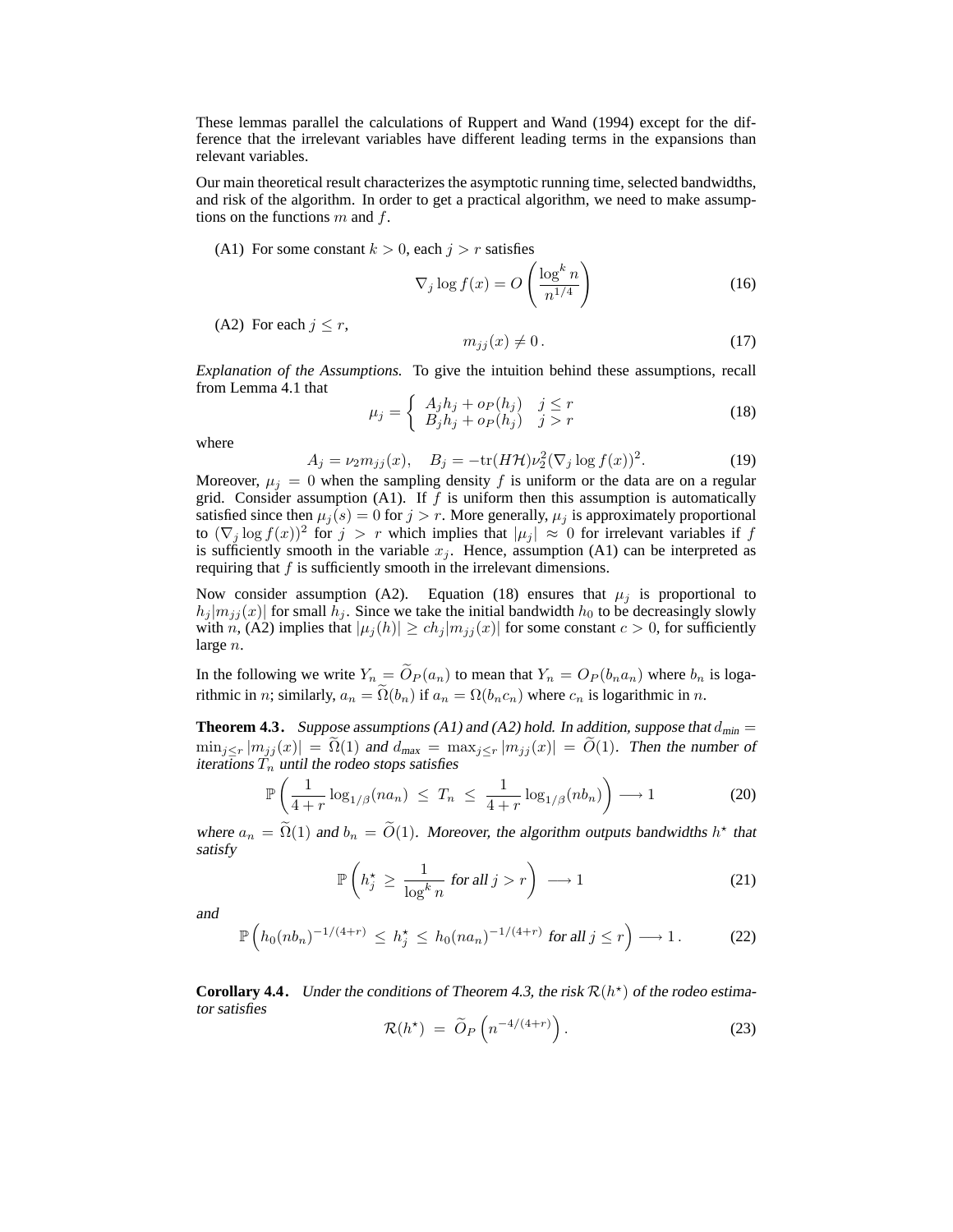These lemmas parallel the calculations of Ruppert and Wand (1994) except for the difference that the irrelevant variables have different leading terms in the expansions than relevant variables.

Our main theoretical result characterizes the asymptotic running time, selected bandwidths, and risk of the algorithm. In order to get a practical algorithm, we need to make assumptions on the functions $m$ and $f$.

(A1) For some constant $k > 0$, each $j > r$ satisfies

$$\nabla_j \log f(x) = O\left(\frac{\log^k n}{n^{1/4}}\right) \tag{16}$$

(A2) For each $j \leq r$,

$$m_{jj}(x) \neq 0\,. \tag{17}$$

*Explanation of the Assumptions.* To give the intuition behind these assumptions, recall from Lemma 4.1 that

$$\mu_j = \begin{cases} A_j h_j + o_P(h_j) & j \leq r \\ B_j h_j + o_P(h_j) & j > r \end{cases} \tag{18}$$

where

$$A_j = \nu_2 m_{jj}(x), \quad B_j = -\mathrm{tr}(H\mathcal{H})\nu_2^2(\nabla_j \log f(x))^2. \tag{19}$$

Moreover, $\mu_j = 0$ when the sampling density $f$ is uniform or the data are on a regular grid. Consider assumption (A1). If $f$ is uniform then this assumption is automatically satisfied since then $\mu_j(s) = 0$ for $j > r$. More generally, $\mu_j$ is approximately proportional to $(\nabla_j \log f(x))^2$ for $j > r$ which implies that $|\mu_j| \approx 0$ for irrelevant variables if $f$ is sufficiently smooth in the variable $x_j$. Hence, assumption (A1) can be interpreted as requiring that $f$ is sufficiently smooth in the irrelevant dimensions.

Now consider assumption (A2). Equation (18) ensures that $\mu_j$ is proportional to $h_j|m_{jj}(x)|$ for small $h_j$. Since we take the initial bandwidth $h_0$ to be decreasingly slowly with $n$, (A2) implies that $|\mu_j(h)| \geq c h_j |m_{jj}(x)|$ for some constant $c > 0$, for sufficiently large $n$.

In the following we write $Y_n = \widetilde{O}_P(a_n)$ to mean that $Y_n = O_P(b_n a_n)$ where $b_n$ is logarithmic in $n$; similarly, $a_n = \widetilde{\Omega}(b_n)$ if $a_n = \Omega(b_n c_n)$ where $c_n$ is logarithmic in $n$.

**Theorem 4.3.** *Suppose assumptions (A1) and (A2) hold. In addition, suppose that* $d_{min} = \min_{j \leq r} |m_{jj}(x)| = \widetilde{\Omega}(1)$ *and* $d_{max} = \max_{j \leq r} |m_{jj}(x)| = \widetilde{O}(1)$*. Then the number of iterations* $T_n$ *until the rodeo stops satisfies*

$$\mathbb{P}\left(\frac{1}{4+r}\log_{1/\beta}(n a_n) \;\leq\; T_n \;\leq\; \frac{1}{4+r}\log_{1/\beta}(n b_n)\right) \longrightarrow 1 \tag{20}$$

*where* $a_n = \widetilde{\Omega}(1)$ *and* $b_n = \widetilde{O}(1)$*. Moreover, the algorithm outputs bandwidths* $h^\star$ *that satisfy*

$$\mathbb{P}\left(h_j^\star \;\geq\; \frac{1}{\log^k n} \text{ for all } j > r\right) \;\longrightarrow 1 \tag{21}$$

*and*

$$\mathbb{P}\left(h_0(nb_n)^{-1/(4+r)} \;\leq\; h_j^\star \;\leq\; h_0(na_n)^{-1/(4+r)} \text{ for all } j \leq r\right) \longrightarrow 1\,. \tag{22}$$

**Corollary 4.4.** *Under the conditions of Theorem 4.3, the risk* $\mathcal{R}(h^\star)$ *of the rodeo estimator satisfies*

$$\mathcal{R}(h^\star) \;=\; \widetilde{O}_P\left(n^{-4/(4+r)}\right). \tag{23}$$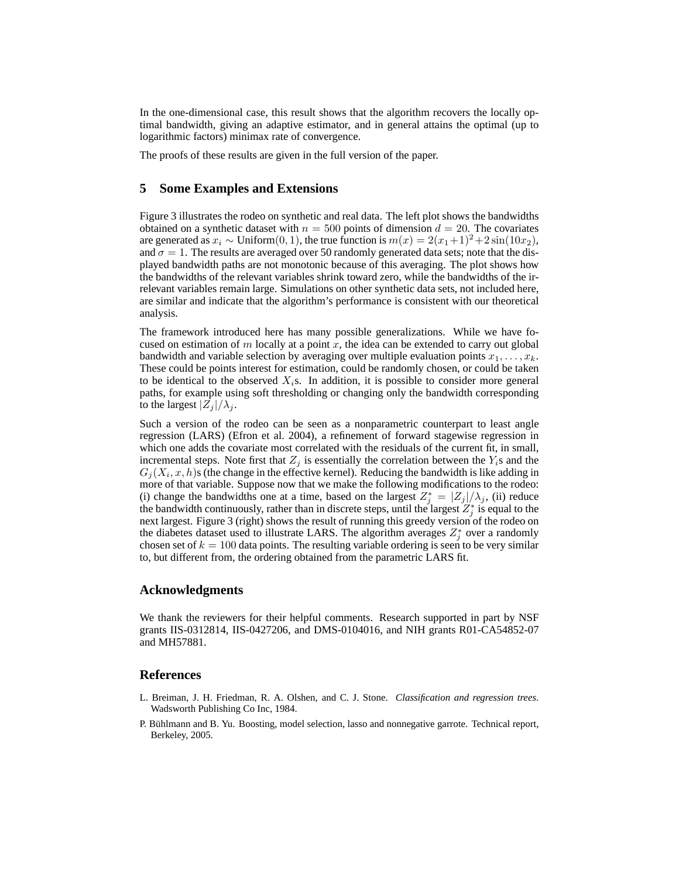In the one-dimensional case, this result shows that the algorithm recovers the locally optimal bandwidth, giving an adaptive estimator, and in general attains the optimal (up to logarithmic factors) minimax rate of convergence.

The proofs of these results are given in the full version of the paper.

## 5 Some Examples and Extensions

Figure 3 illustrates the rodeo on synthetic and real data. The left plot shows the bandwidths obtained on a synthetic dataset with $n = 500$ points of dimension $d = 20$. The covariates are generated as $x_i \sim \text{Uniform}(0, 1)$, the true function is $m(x) = 2(x_1+1)^2+2\sin(10x_2)$, and $\sigma = 1$. The results are averaged over 50 randomly generated data sets; note that the displayed bandwidth paths are not monotonic because of this averaging. The plot shows how the bandwidths of the relevant variables shrink toward zero, while the bandwidths of the irrelevant variables remain large. Simulations on other synthetic data sets, not included here, are similar and indicate that the algorithm's performance is consistent with our theoretical analysis.

The framework introduced here has many possible generalizations. While we have focused on estimation of $m$ locally at a point $x$, the idea can be extended to carry out global bandwidth and variable selection by averaging over multiple evaluation points $x_1, \ldots, x_k$. These could be points interest for estimation, could be randomly chosen, or could be taken to be identical to the observed $X_i$s. In addition, it is possible to consider more general paths, for example using soft thresholding or changing only the bandwidth corresponding to the largest $|Z_j|/\lambda_j$.

Such a version of the rodeo can be seen as a nonparametric counterpart to least angle regression (LARS) (Efron et al. 2004), a refinement of forward stagewise regression in which one adds the covariate most correlated with the residuals of the current fit, in small, incremental steps. Note first that $Z_j$ is essentially the correlation between the $Y_i$s and the $G_j(X_i, x, h)$s (the change in the effective kernel). Reducing the bandwidth is like adding in more of that variable. Suppose now that we make the following modifications to the rodeo: (i) change the bandwidths one at a time, based on the largest $Z_j^* = |Z_j|/\lambda_j$, (ii) reduce the bandwidth continuously, rather than in discrete steps, until the largest $Z_j^*$ is equal to the next largest. Figure 3 (right) shows the result of running this greedy version of the rodeo on the diabetes dataset used to illustrate LARS. The algorithm averages $Z_j^*$ over a randomly chosen set of $k = 100$ data points. The resulting variable ordering is seen to be very similar to, but different from, the ordering obtained from the parametric LARS fit.

### Acknowledgments

We thank the reviewers for their helpful comments. Research supported in part by NSF grants IIS-0312814, IIS-0427206, and DMS-0104016, and NIH grants R01-CA54852-07 and MH57881.

### References

L. Breiman, J. H. Friedman, R. A. Olshen, and C. J. Stone. *Classification and regression trees*. Wadsworth Publishing Co Inc, 1984.

P. Bühlmann and B. Yu. Boosting, model selection, lasso and nonnegative garrote. Technical report, Berkeley, 2005.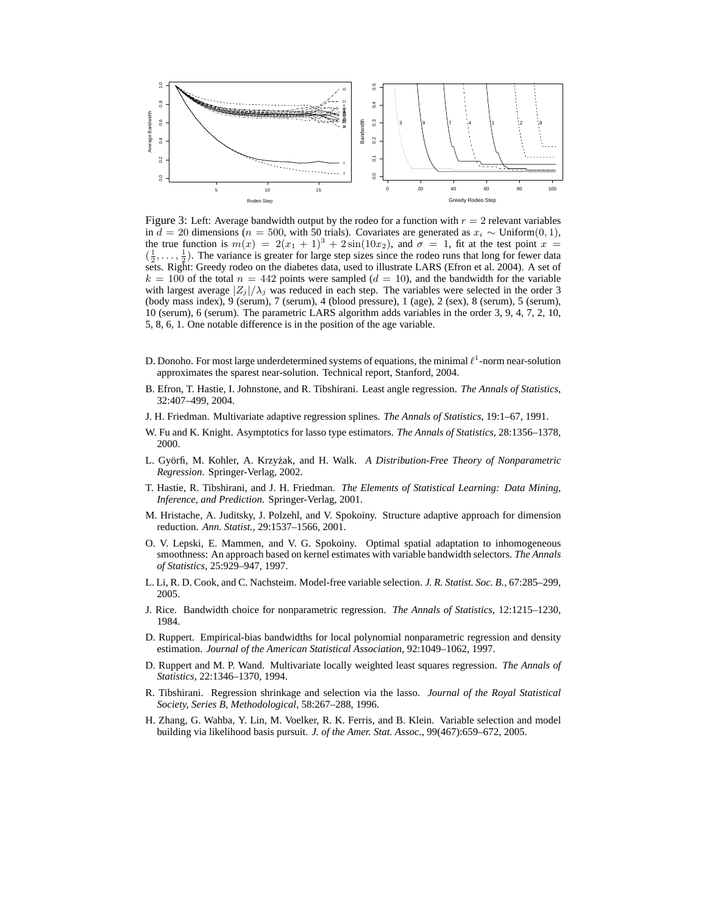Average Bandwidth

Rodeo Step

Bandwidth

Greedy Rodeo Step

Figure 3: Left: Average bandwidth output by the rodeo for a function with $r = 2$ relevant variables in $d = 20$ dimensions ($n = 500$, with 50 trials). Covariates are generated as $x_i \sim \text{Uniform}(0, 1)$, the true function is $m(x) = 2(x_1 + 1)^3 + 2\sin(10x_2)$, and $\sigma = 1$, fit at the test point $x = (\frac{1}{2}, \ldots, \frac{1}{2})$. The variance is greater for large step sizes since the rodeo runs that long for fewer data sets. Right: Greedy rodeo on the diabetes data, used to illustrate LARS (Efron et al. 2004). A set of $k = 100$ of the total $n = 442$ points were sampled ($d = 10$), and the bandwidth for the variable with largest average $|Z_j|/\lambda_j$ was reduced in each step. The variables were selected in the order 3 (body mass index), 9 (serum), 7 (serum), 4 (blood pressure), 1 (age), 2 (sex), 8 (serum), 5 (serum), 10 (serum), 6 (serum). The parametric LARS algorithm adds variables in the order 3, 9, 4, 7, 2, 10, 5, 8, 6, 1. One notable difference is in the position of the age variable.

D. Donoho. For most large underdetermined systems of equations, the minimal $\ell^1$-norm near-solution approximates the sparest near-solution. Technical report, Stanford, 2004.

B. Efron, T. Hastie, I. Johnstone, and R. Tibshirani. Least angle regression. *The Annals of Statistics*, 32:407–499, 2004.

J. H. Friedman. Multivariate adaptive regression splines. *The Annals of Statistics*, 19:1–67, 1991.

W. Fu and K. Knight. Asymptotics for lasso type estimators. *The Annals of Statistics*, 28:1356–1378, 2000.

L. Györfi, M. Kohler, A. Krzyżak, and H. Walk. *A Distribution-Free Theory of Nonparametric Regression*. Springer-Verlag, 2002.

T. Hastie, R. Tibshirani, and J. H. Friedman. *The Elements of Statistical Learning: Data Mining, Inference, and Prediction*. Springer-Verlag, 2001.

M. Hristache, A. Juditsky, J. Polzehl, and V. Spokoiny. Structure adaptive approach for dimension reduction. *Ann. Statist.*, 29:1537–1566, 2001.

O. V. Lepski, E. Mammen, and V. G. Spokoiny. Optimal spatial adaptation to inhomogeneous smoothness: An approach based on kernel estimates with variable bandwidth selectors. *The Annals of Statistics*, 25:929–947, 1997.

L. Li, R. D. Cook, and C. Nachsteim. Model-free variable selection. *J. R. Statist. Soc. B.*, 67:285–299, 2005.

J. Rice. Bandwidth choice for nonparametric regression. *The Annals of Statistics*, 12:1215–1230, 1984.

D. Ruppert. Empirical-bias bandwidths for local polynomial nonparametric regression and density estimation. *Journal of the American Statistical Association*, 92:1049–1062, 1997.

D. Ruppert and M. P. Wand. Multivariate locally weighted least squares regression. *The Annals of Statistics*, 22:1346–1370, 1994.

R. Tibshirani. Regression shrinkage and selection via the lasso. *Journal of the Royal Statistical Society, Series B, Methodological*, 58:267–288, 1996.

H. Zhang, G. Wahba, Y. Lin, M. Voelker, R. K. Ferris, and B. Klein. Variable selection and model building via likelihood basis pursuit. *J. of the Amer. Stat. Assoc.*, 99(467):659–672, 2005.